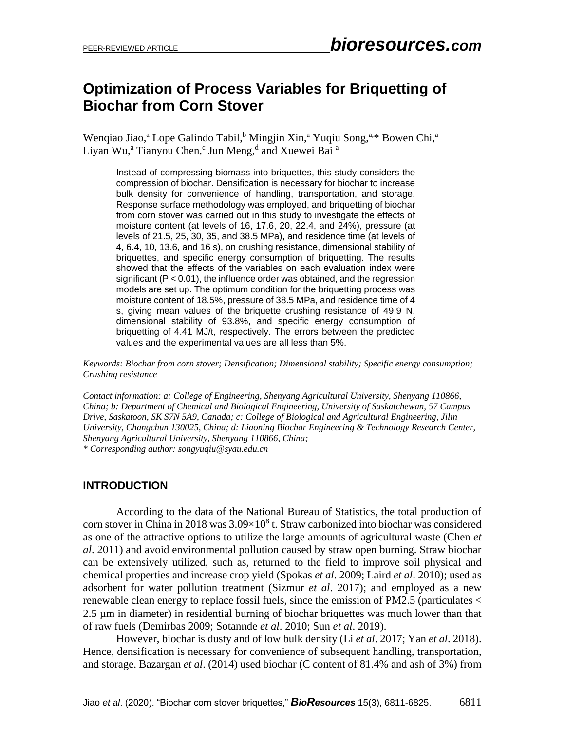# Optimization of Process Variables for Briquetting of Biochar from Corn Stover

Wenqiao Jiao,[a] Lope Galindo Tabil,[b] Mingjin Xin,[a] Yuqiu Song,[a,]* Bowen Chi,[a] Liyan Wu,[a] Tianyou Chen,[c] Jun Meng,[d] and Xuewei Bai [a]

Instead of compressing biomass into briquettes, this study considers the compression of biochar. Densification is necessary for biochar to increase bulk density for convenience of handling, transportation, and storage. Response surface methodology was employed, and briquetting of biochar from corn stover was carried out in this study to investigate the effects of moisture content (at levels of 16, 17.6, 20, 22.4, and 24%), pressure (at levels of 21.5, 25, 30, 35, and 38.5 MPa), and residence time (at levels of 4, 6.4, 10, 13.6, and 16 s), on crushing resistance, dimensional stability of briquettes, and specific energy consumption of briquetting. The results showed that the effects of the variables on each evaluation index were significant ($P < 0.01$), the influence order was obtained, and the regression models are set up. The optimum condition for the briquetting process was moisture content of 18.5%, pressure of 38.5 MPa, and residence time of 4 s, giving mean values of the briquette crushing resistance of 49.9 N, dimensional stability of 93.8%, and specific energy consumption of briquetting of 4.41 MJ/t, respectively. The errors between the predicted values and the experimental values are all less than 5%.

*Keywords: Biochar from corn stover; Densification; Dimensional stability; Specific energy consumption; Crushing resistance*

*Contact information: a: College of Engineering, Shenyang Agricultural University, Shenyang 110866, China; b: Department of Chemical and Biological Engineering, University of Saskatchewan, 57 Campus Drive, Saskatoon, SK S7N 5A9, Canada; c: College of Biological and Agricultural Engineering, Jilin University, Changchun 130025, China; d: Liaoning Biochar Engineering & Technology Research Center, Shenyang Agricultural University, Shenyang 110866, China;*
*\* Corresponding author: songyuqiu@syau.edu.cn*

## INTRODUCTION

According to the data of the National Bureau of Statistics, the total production of corn stover in China in 2018 was $3.09\times10^{8}$ t. Straw carbonized into biochar was considered as one of the attractive options to utilize the large amounts of agricultural waste (Chen *et al*. 2011) and avoid environmental pollution caused by straw open burning. Straw biochar can be extensively utilized, such as, returned to the field to improve soil physical and chemical properties and increase crop yield (Spokas *et al*. 2009; Laird *et al*. 2010); used as adsorbent for water pollution treatment (Sizmur *et al*. 2017); and employed as a new renewable clean energy to replace fossil fuels, since the emission of PM2.5 (particulates < 2.5 µm in diameter) in residential burning of biochar briquettes was much lower than that of raw fuels (Demirbas 2009; Sotannde *et al*. 2010; Sun *et al*. 2019).

However, biochar is dusty and of low bulk density (Li *et al*. 2017; Yan *et al*. 2018). Hence, densification is necessary for convenience of subsequent handling, transportation, and storage. Bazargan *et al*. (2014) used biochar (C content of 81.4% and ash of 3%) from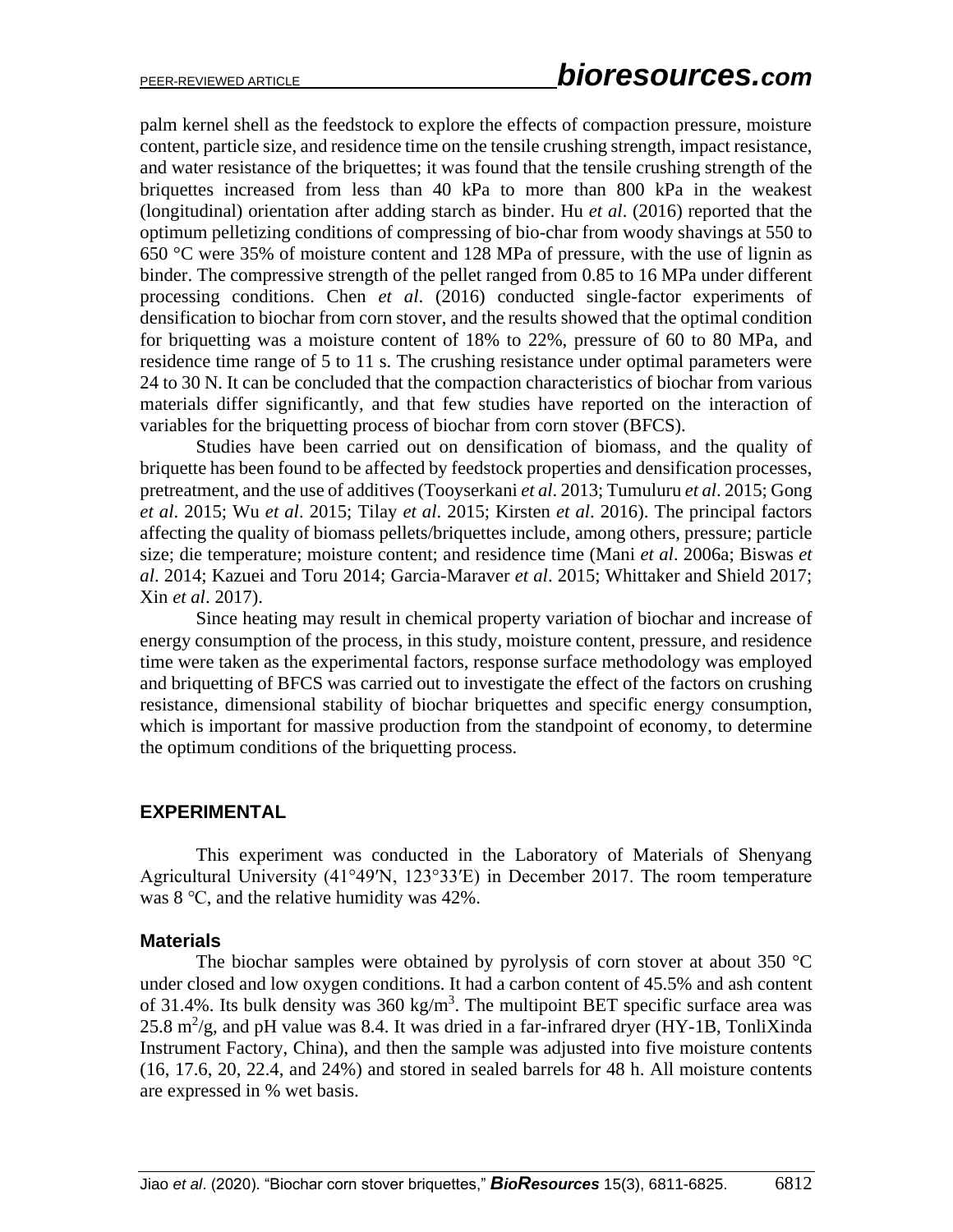palm kernel shell as the feedstock to explore the effects of compaction pressure, moisture content, particle size, and residence time on the tensile crushing strength, impact resistance, and water resistance of the briquettes; it was found that the tensile crushing strength of the briquettes increased from less than 40 kPa to more than 800 kPa in the weakest (longitudinal) orientation after adding starch as binder. Hu *et al*. (2016) reported that the optimum pelletizing conditions of compressing of bio-char from woody shavings at 550 to 650 °C were 35% of moisture content and 128 MPa of pressure, with the use of lignin as binder. The compressive strength of the pellet ranged from 0.85 to 16 MPa under different processing conditions. Chen *et al*. (2016) conducted single-factor experiments of densification to biochar from corn stover, and the results showed that the optimal condition for briquetting was a moisture content of 18% to 22%, pressure of 60 to 80 MPa, and residence time range of 5 to 11 s. The crushing resistance under optimal parameters were 24 to 30 N. It can be concluded that the compaction characteristics of biochar from various materials differ significantly, and that few studies have reported on the interaction of variables for the briquetting process of biochar from corn stover (BFCS).

Studies have been carried out on densification of biomass, and the quality of briquette has been found to be affected by feedstock properties and densification processes, pretreatment, and the use of additives (Tooyserkani *et al*. 2013; Tumuluru *et al*. 2015; Gong *et al*. 2015; Wu *et al*. 2015; Tilay *et al*. 2015; Kirsten *et al*. 2016). The principal factors affecting the quality of biomass pellets/briquettes include, among others, pressure; particle size; die temperature; moisture content; and residence time (Mani *et al*. 2006a; Biswas *et al*. 2014; Kazuei and Toru 2014; Garcia-Maraver *et al*. 2015; Whittaker and Shield 2017; Xin *et al*. 2017).

Since heating may result in chemical property variation of biochar and increase of energy consumption of the process, in this study, moisture content, pressure, and residence time were taken as the experimental factors, response surface methodology was employed and briquetting of BFCS was carried out to investigate the effect of the factors on crushing resistance, dimensional stability of biochar briquettes and specific energy consumption, which is important for massive production from the standpoint of economy, to determine the optimum conditions of the briquetting process.

## EXPERIMENTAL

This experiment was conducted in the Laboratory of Materials of Shenyang Agricultural University (41°49′N, 123°33′E) in December 2017. The room temperature was 8 ℃, and the relative humidity was 42%.

### Materials

The biochar samples were obtained by pyrolysis of corn stover at about 350 °C under closed and low oxygen conditions. It had a carbon content of 45.5% and ash content of 31.4%. Its bulk density was 360 kg/m$^3$. The multipoint BET specific surface area was 25.8 m$^2$/g, and pH value was 8.4. It was dried in a far-infrared dryer (HY-1B, TonliXinda Instrument Factory, China), and then the sample was adjusted into five moisture contents (16, 17.6, 20, 22.4, and 24%) and stored in sealed barrels for 48 h. All moisture contents are expressed in % wet basis.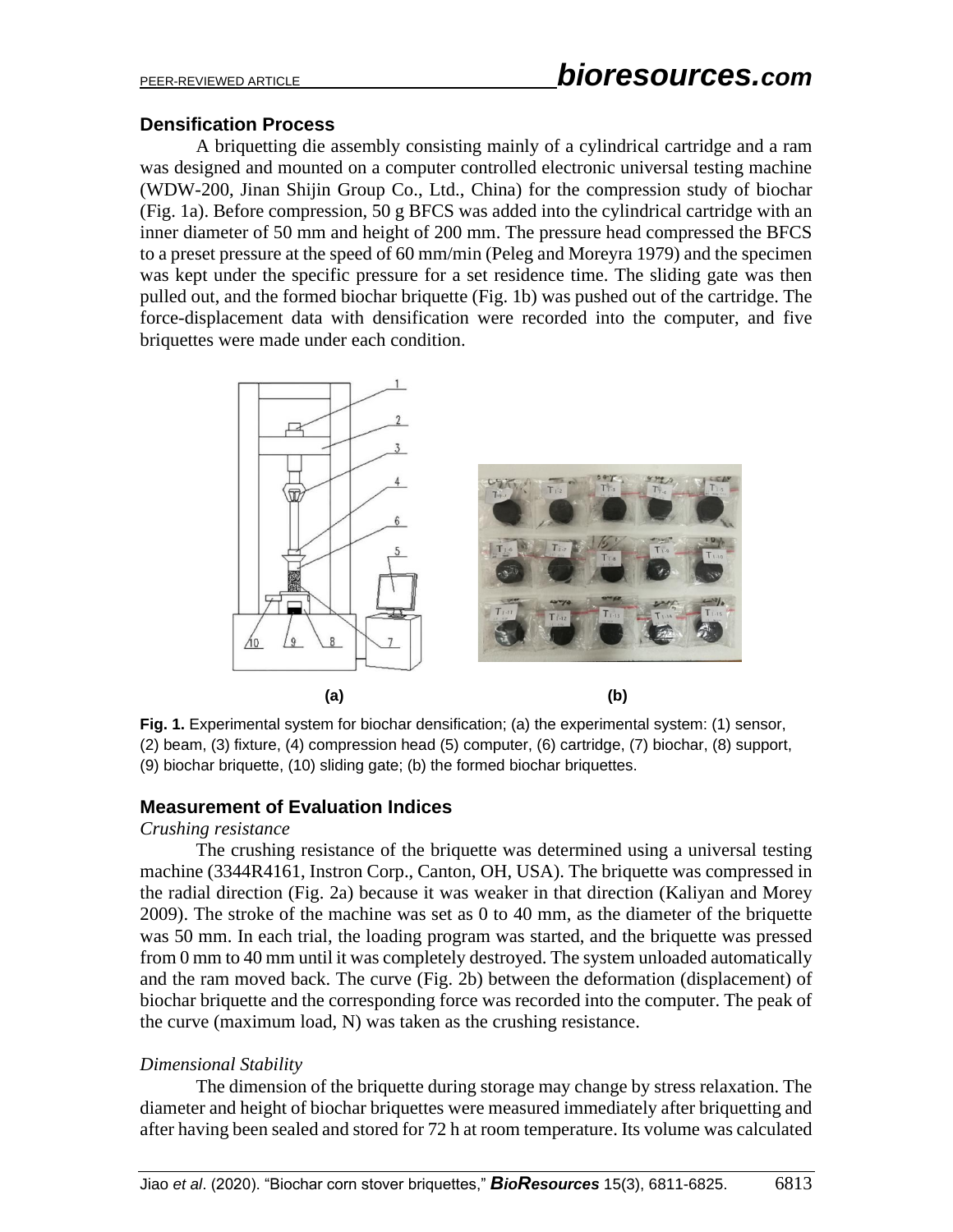## Densification Process

A briquetting die assembly consisting mainly of a cylindrical cartridge and a ram was designed and mounted on a computer controlled electronic universal testing machine (WDW-200, Jinan Shijin Group Co., Ltd., China) for the compression study of biochar (Fig. 1a). Before compression, 50 g BFCS was added into the cylindrical cartridge with an inner diameter of 50 mm and height of 200 mm. The pressure head compressed the BFCS to a preset pressure at the speed of 60 mm/min (Peleg and Moreyra 1979) and the specimen was kept under the specific pressure for a set residence time. The sliding gate was then pulled out, and the formed biochar briquette (Fig. 1b) was pushed out of the cartridge. The force-displacement data with densification were recorded into the computer, and five briquettes were made under each condition.

(a) (b)

**Fig. 1.** Experimental system for biochar densification; (a) the experimental system: (1) sensor, (2) beam, (3) fixture, (4) compression head (5) computer, (6) cartridge, (7) biochar, (8) support, (9) biochar briquette, (10) sliding gate; (b) the formed biochar briquettes.

## Measurement of Evaluation Indices

*Crushing resistance*

The crushing resistance of the briquette was determined using a universal testing machine (3344R4161, Instron Corp., Canton, OH, USA). The briquette was compressed in the radial direction (Fig. 2a) because it was weaker in that direction (Kaliyan and Morey 2009). The stroke of the machine was set as 0 to 40 mm, as the diameter of the briquette was 50 mm. In each trial, the loading program was started, and the briquette was pressed from 0 mm to 40 mm until it was completely destroyed. The system unloaded automatically and the ram moved back. The curve (Fig. 2b) between the deformation (displacement) of biochar briquette and the corresponding force was recorded into the computer. The peak of the curve (maximum load, N) was taken as the crushing resistance.

*Dimensional Stability*

The dimension of the briquette during storage may change by stress relaxation. The diameter and height of biochar briquettes were measured immediately after briquetting and after having been sealed and stored for 72 h at room temperature. Its volume was calculated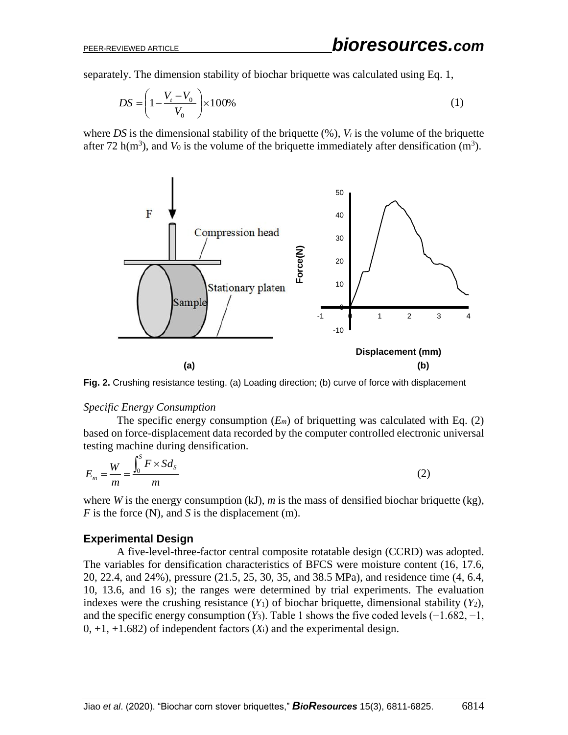separately. The dimension stability of biochar briquette was calculated using Eq. 1,

$$DS = \left(1 - \frac{V_t - V_0}{V_0}\right) \times 100\% \tag{1}$$

where $DS$ is the dimensional stability of the briquette (%), $V_t$ is the volume of the briquette after 72 h($m^3$), and $V_0$ is the volume of the briquette immediately after densification ($m^3$).

**Fig. 2.** Crushing resistance testing. (a) Loading direction; (b) curve of force with displacement

*Specific Energy Consumption*

The specific energy consumption ($E_m$) of briquetting was calculated with Eq. (2) based on force-displacement data recorded by the computer controlled electronic universal testing machine during densification.

$$E_m = \frac{W}{m} = \frac{\int_0^S F \times S d_S}{m} \tag{2}$$

where $W$ is the energy consumption (kJ), $m$ is the mass of densified biochar briquette (kg), $F$ is the force (N), and $S$ is the displacement (m).

## Experimental Design

A five-level-three-factor central composite rotatable design (CCRD) was adopted. The variables for densification characteristics of BFCS were moisture content (16, 17.6, 20, 22.4, and 24%), pressure (21.5, 25, 30, 35, and 38.5 MPa), and residence time (4, 6.4, 10, 13.6, and 16 s); the ranges were determined by trial experiments. The evaluation indexes were the crushing resistance ($Y_1$) of biochar briquette, dimensional stability ($Y_2$), and the specific energy consumption ($Y_3$). Table 1 shows the five coded levels (−1.682, −1, 0, +1, +1.682) of independent factors ($X_i$) and the experimental design.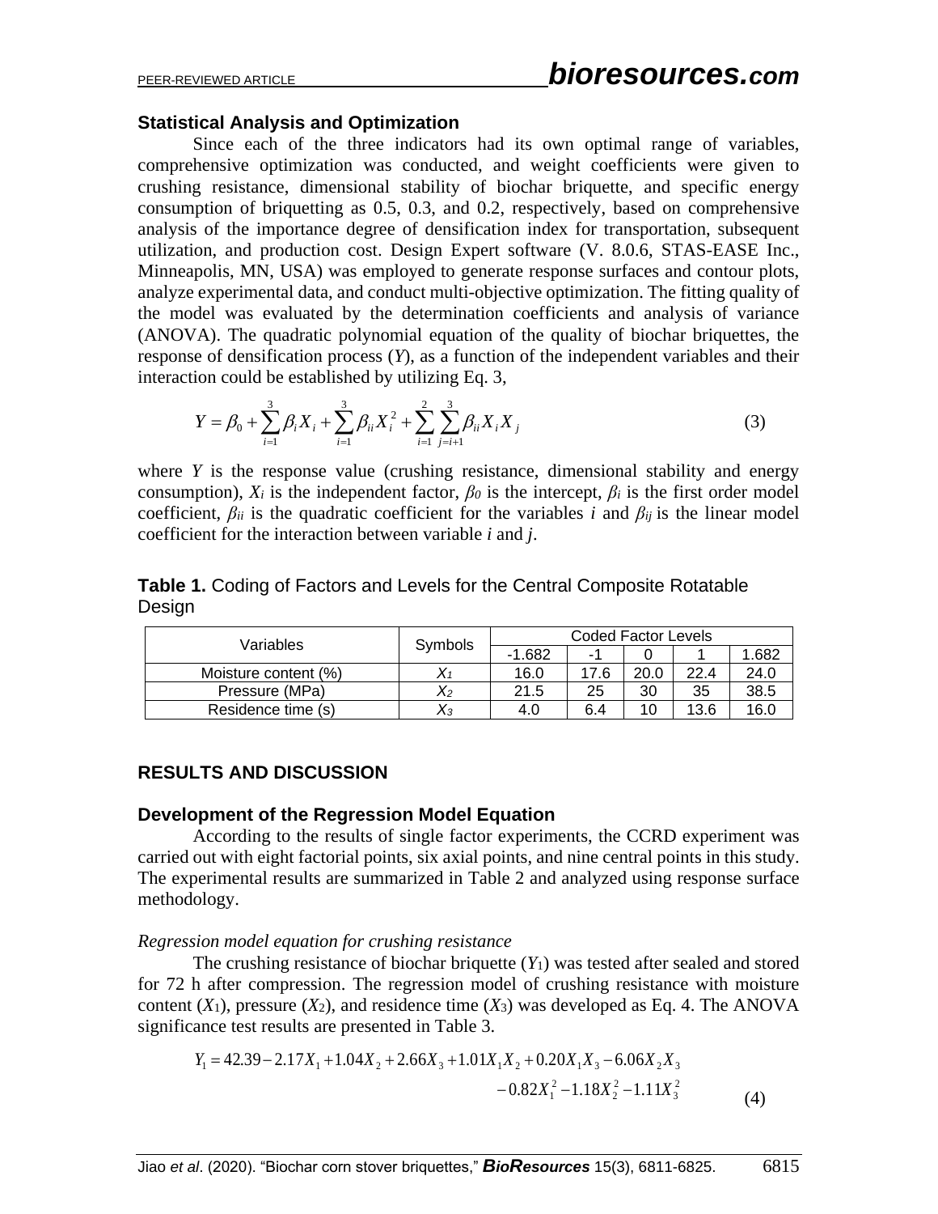### Statistical Analysis and Optimization

Since each of the three indicators had its own optimal range of variables, comprehensive optimization was conducted, and weight coefficients were given to crushing resistance, dimensional stability of biochar briquette, and specific energy consumption of briquetting as 0.5, 0.3, and 0.2, respectively, based on comprehensive analysis of the importance degree of densification index for transportation, subsequent utilization, and production cost. Design Expert software (V. 8.0.6, STAS-EASE Inc., Minneapolis, MN, USA) was employed to generate response surfaces and contour plots, analyze experimental data, and conduct multi-objective optimization. The fitting quality of the model was evaluated by the determination coefficients and analysis of variance (ANOVA). The quadratic polynomial equation of the quality of biochar briquettes, the response of densification process ($Y$), as a function of the independent variables and their interaction could be established by utilizing Eq. 3,

$$Y = \beta_0 + \sum_{i=1}^{3} \beta_i X_i + \sum_{i=1}^{3} \beta_{ii} X_i^2 + \sum_{i=1}^{2} \sum_{j=i+1}^{3} \beta_{ii} X_i X_j \tag{3}$$

where $Y$ is the response value (crushing resistance, dimensional stability and energy consumption), $X_i$ is the independent factor, $\beta_0$ is the intercept, $\beta_i$ is the first order model coefficient, $\beta_{ii}$ is the quadratic coefficient for the variables $i$ and $\beta_{ij}$ is the linear model coefficient for the interaction between variable $i$ and $j$.

**Table 1.** Coding of Factors and Levels for the Central Composite Rotatable Design

| Variables | Symbols | Coded Factor Levels | | | | |
|---|---|---|---|---|---|---|
| | | -1.682 | -1 | 0 | 1 | 1.682 |
| Moisture content (%) | $X_1$ | 16.0 | 17.6 | 20.0 | 22.4 | 24.0 |
| Pressure (MPa) | $X_2$ | 21.5 | 25 | 30 | 35 | 38.5 |
| Residence time (s) | $X_3$ | 4.0 | 6.4 | 10 | 13.6 | 16.0 |

## RESULTS AND DISCUSSION

### Development of the Regression Model Equation

According to the results of single factor experiments, the CCRD experiment was carried out with eight factorial points, six axial points, and nine central points in this study. The experimental results are summarized in Table 2 and analyzed using response surface methodology.

*Regression model equation for crushing resistance*

The crushing resistance of biochar briquette ($Y_1$) was tested after sealed and stored for 72 h after compression. The regression model of crushing resistance with moisture content ($X_1$), pressure ($X_2$), and residence time ($X_3$) was developed as Eq. 4. The ANOVA significance test results are presented in Table 3.

$$Y_1 = 42.39 - 2.17X_1 + 1.04X_2 + 2.66X_3 + 1.01X_1X_2 + 0.20X_1X_3 - 6.06X_2X_3 - 0.82X_1^2 - 1.18X_2^2 - 1.11X_3^2 \tag{4}$$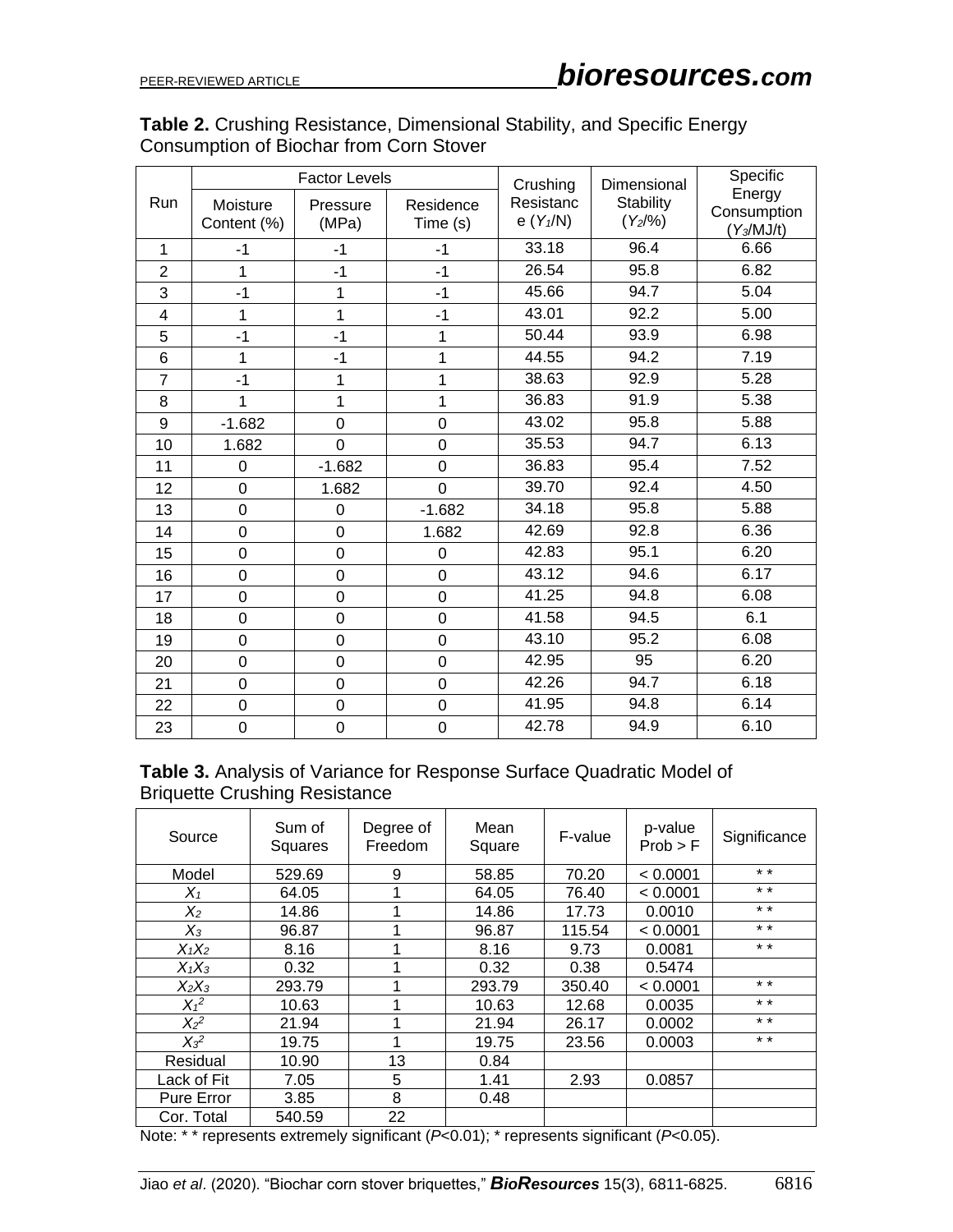**Table 2.** Crushing Resistance, Dimensional Stability, and Specific Energy Consumption of Biochar from Corn Stover

| Run | Factor Levels | | | Crushing Resistance ($Y_1$/N) | Dimensional Stability ($Y_2$/%) | Specific Energy Consumption ($Y_3$/MJ/t) |
|---|---|---|---|---|---|---|
| | Moisture Content (%) | Pressure (MPa) | Residence Time (s) | | | |
| 1 | -1 | -1 | -1 | 33.18 | 96.4 | 6.66 |
| 2 | 1 | -1 | -1 | 26.54 | 95.8 | 6.82 |
| 3 | -1 | 1 | -1 | 45.66 | 94.7 | 5.04 |
| 4 | 1 | 1 | -1 | 43.01 | 92.2 | 5.00 |
| 5 | -1 | -1 | 1 | 50.44 | 93.9 | 6.98 |
| 6 | 1 | -1 | 1 | 44.55 | 94.2 | 7.19 |
| 7 | -1 | 1 | 1 | 38.63 | 92.9 | 5.28 |
| 8 | 1 | 1 | 1 | 36.83 | 91.9 | 5.38 |
| 9 | -1.682 | 0 | 0 | 43.02 | 95.8 | 5.88 |
| 10 | 1.682 | 0 | 0 | 35.53 | 94.7 | 6.13 |
| 11 | 0 | -1.682 | 0 | 36.83 | 95.4 | 7.52 |
| 12 | 0 | 1.682 | 0 | 39.70 | 92.4 | 4.50 |
| 13 | 0 | 0 | -1.682 | 34.18 | 95.8 | 5.88 |
| 14 | 0 | 0 | 1.682 | 42.69 | 92.8 | 6.36 |
| 15 | 0 | 0 | 0 | 42.83 | 95.1 | 6.20 |
| 16 | 0 | 0 | 0 | 43.12 | 94.6 | 6.17 |
| 17 | 0 | 0 | 0 | 41.25 | 94.8 | 6.08 |
| 18 | 0 | 0 | 0 | 41.58 | 94.5 | 6.1 |
| 19 | 0 | 0 | 0 | 43.10 | 95.2 | 6.08 |
| 20 | 0 | 0 | 0 | 42.95 | 95 | 6.20 |
| 21 | 0 | 0 | 0 | 42.26 | 94.7 | 6.18 |
| 22 | 0 | 0 | 0 | 41.95 | 94.8 | 6.14 |
| 23 | 0 | 0 | 0 | 42.78 | 94.9 | 6.10 |

**Table 3.** Analysis of Variance for Response Surface Quadratic Model of Briquette Crushing Resistance

| Source | Sum of Squares | Degree of Freedom | Mean Square | F-value | p-value Prob > F | Significance |
|---|---|---|---|---|---|---|
| Model | 529.69 | 9 | 58.85 | 70.20 | < 0.0001 | * * |
| $X_1$ | 64.05 | 1 | 64.05 | 76.40 | < 0.0001 | * * |
| $X_2$ | 14.86 | 1 | 14.86 | 17.73 | 0.0010 | * * |
| $X_3$ | 96.87 | 1 | 96.87 | 115.54 | < 0.0001 | * * |
| $X_1X_2$ | 8.16 | 1 | 8.16 | 9.73 | 0.0081 | * * |
| $X_1X_3$ | 0.32 | 1 | 0.32 | 0.38 | 0.5474 | |
| $X_2X_3$ | 293.79 | 1 | 293.79 | 350.40 | < 0.0001 | * * |
| $X_1^2$ | 10.63 | 1 | 10.63 | 12.68 | 0.0035 | * * |
| $X_2^2$ | 21.94 | 1 | 21.94 | 26.17 | 0.0002 | * * |
| $X_3^2$ | 19.75 | 1 | 19.75 | 23.56 | 0.0003 | * * |
| Residual | 10.90 | 13 | 0.84 | | | |
| Lack of Fit | 7.05 | 5 | 1.41 | 2.93 | 0.0857 | |
| Pure Error | 3.85 | 8 | 0.48 | | | |
| Cor. Total | 540.59 | 22 | | | | |

Note: * * represents extremely significant ($P$<0.01); * represents significant ($P$<0.05).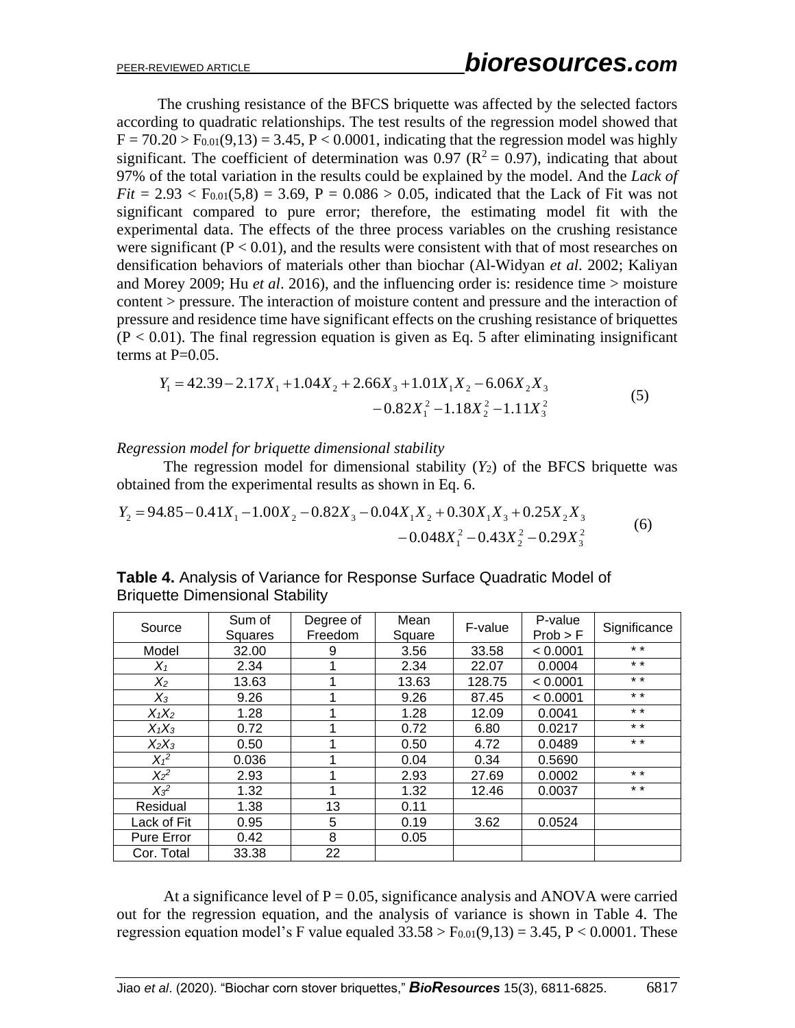The crushing resistance of the BFCS briquette was affected by the selected factors according to quadratic relationships. The test results of the regression model showed that $F = 70.20 > F_{0.01}(9,13) = 3.45$, $P < 0.0001$, indicating that the regression model was highly significant. The coefficient of determination was 0.97 ($R^2 = 0.97$), indicating that about 97% of the total variation in the results could be explained by the model. And the *Lack of Fit* = $2.93 < F_{0.01}(5,8) = 3.69$, $P = 0.086 > 0.05$, indicated that the Lack of Fit was not significant compared to pure error; therefore, the estimating model fit with the experimental data. The effects of the three process variables on the crushing resistance were significant ($P < 0.01$), and the results were consistent with that of most researches on densification behaviors of materials other than biochar (Al-Widyan *et al*. 2002; Kaliyan and Morey 2009; Hu *et al*. 2016), and the influencing order is: residence time > moisture content > pressure. The interaction of moisture content and pressure and the interaction of pressure and residence time have significant effects on the crushing resistance of briquettes ($P < 0.01$). The final regression equation is given as Eq. 5 after eliminating insignificant terms at P=0.05.

$$Y_1 = 42.39 - 2.17X_1 + 1.04X_2 + 2.66X_3 + 1.01X_1X_2 - 6.06X_2X_3 - 0.82X_1^2 - 1.18X_2^2 - 1.11X_3^2 \quad (5)$$

*Regression model for briquette dimensional stability*

The regression model for dimensional stability ($Y_2$) of the BFCS briquette was obtained from the experimental results as shown in Eq. 6.

$$Y_2 = 94.85 - 0.41X_1 - 1.00X_2 - 0.82X_3 - 0.04X_1X_2 + 0.30X_1X_3 + 0.25X_2X_3 - 0.048X_1^2 - 0.43X_2^2 - 0.29X_3^2 \quad (6)$$

**Table 4.** Analysis of Variance for Response Surface Quadratic Model of Briquette Dimensional Stability

| Source | Sum of Squares | Degree of Freedom | Mean Square | F-value | P-value Prob > F | Significance |
|---|---|---|---|---|---|---|
| Model | 32.00 | 9 | 3.56 | 33.58 | < 0.0001 | * * |
| $X_1$ | 2.34 | 1 | 2.34 | 22.07 | 0.0004 | * * |
| $X_2$ | 13.63 | 1 | 13.63 | 128.75 | < 0.0001 | * * |
| $X_3$ | 9.26 | 1 | 9.26 | 87.45 | < 0.0001 | * * |
| $X_1X_2$ | 1.28 | 1 | 1.28 | 12.09 | 0.0041 | * * |
| $X_1X_3$ | 0.72 | 1 | 0.72 | 6.80 | 0.0217 | * * |
| $X_2X_3$ | 0.50 | 1 | 0.50 | 4.72 | 0.0489 | * * |
| $X_1^2$ | 0.036 | 1 | 0.04 | 0.34 | 0.5690 | |
| $X_2^2$ | 2.93 | 1 | 2.93 | 27.69 | 0.0002 | * * |
| $X_3^2$ | 1.32 | 1 | 1.32 | 12.46 | 0.0037 | * * |
| Residual | 1.38 | 13 | 0.11 | | | |
| Lack of Fit | 0.95 | 5 | 0.19 | 3.62 | 0.0524 | |
| Pure Error | 0.42 | 8 | 0.05 | | | |
| Cor. Total | 33.38 | 22 | | | | |

At a significance level of $P = 0.05$, significance analysis and ANOVA were carried out for the regression equation, and the analysis of variance is shown in Table 4. The regression equation model's F value equaled $33.58 > F_{0.01}(9,13) = 3.45$, $P < 0.0001$. These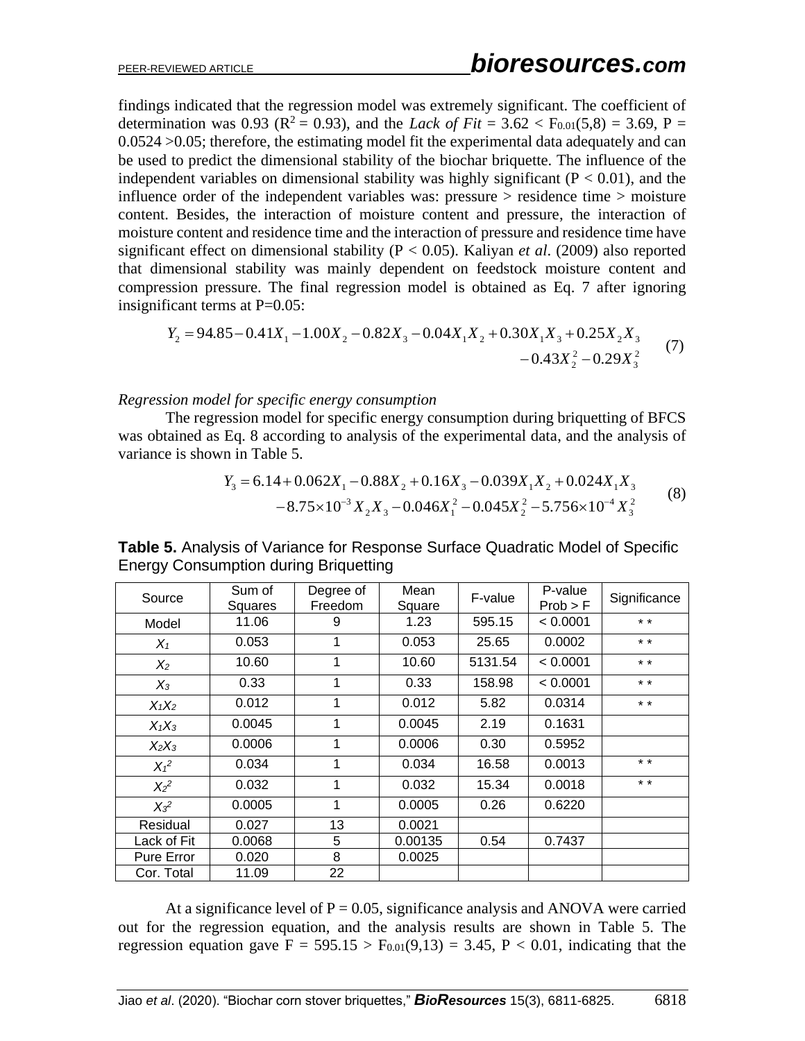findings indicated that the regression model was extremely significant. The coefficient of determination was 0.93 ($R^2 = 0.93$), and the *Lack of Fit* = 3.62 < $F_{0.01}(5,8)$ = 3.69, P = 0.0524 >0.05; therefore, the estimating model fit the experimental data adequately and can be used to predict the dimensional stability of the biochar briquette. The influence of the independent variables on dimensional stability was highly significant (P < 0.01), and the influence order of the independent variables was: pressure > residence time > moisture content. Besides, the interaction of moisture content and pressure, the interaction of moisture content and residence time and the interaction of pressure and residence time have significant effect on dimensional stability (P < 0.05). Kaliyan *et al*. (2009) also reported that dimensional stability was mainly dependent on feedstock moisture content and compression pressure. The final regression model is obtained as Eq. 7 after ignoring insignificant terms at P=0.05:

$$Y_2 = 94.85 - 0.41X_1 - 1.00X_2 - 0.82X_3 - 0.04X_1X_2 + 0.30X_1X_3 + 0.25X_2X_3 - 0.43X_2^2 - 0.29X_3^2 \quad (7)$$

*Regression model for specific energy consumption*

The regression model for specific energy consumption during briquetting of BFCS was obtained as Eq. 8 according to analysis of the experimental data, and the analysis of variance is shown in Table 5.

$$Y_3 = 6.14 + 0.062X_1 - 0.88X_2 + 0.16X_3 - 0.039X_1X_2 + 0.024X_1X_3 - 8.75\times10^{-3}X_2X_3 - 0.046X_1^2 - 0.045X_2^2 - 5.756\times10^{-4}X_3^2 \quad (8)$$

**Table 5.** Analysis of Variance for Response Surface Quadratic Model of Specific Energy Consumption during Briquetting

| Source | Sum of Squares | Degree of Freedom | Mean Square | F-value | P-value Prob > F | Significance |
|---|---|---|---|---|---|---|
| Model | 11.06 | 9 | 1.23 | 595.15 | < 0.0001 | * * |
| $X_1$ | 0.053 | 1 | 0.053 | 25.65 | 0.0002 | * * |
| $X_2$ | 10.60 | 1 | 10.60 | 5131.54 | < 0.0001 | * * |
| $X_3$ | 0.33 | 1 | 0.33 | 158.98 | < 0.0001 | * * |
| $X_1X_2$ | 0.012 | 1 | 0.012 | 5.82 | 0.0314 | * * |
| $X_1X_3$ | 0.0045 | 1 | 0.0045 | 2.19 | 0.1631 | |
| $X_2X_3$ | 0.0006 | 1 | 0.0006 | 0.30 | 0.5952 | |
| $X_1^2$ | 0.034 | 1 | 0.034 | 16.58 | 0.0013 | * * |
| $X_2^2$ | 0.032 | 1 | 0.032 | 15.34 | 0.0018 | * * |
| $X_3^2$ | 0.0005 | 1 | 0.0005 | 0.26 | 0.6220 | |
| Residual | 0.027 | 13 | 0.0021 | | | |
| Lack of Fit | 0.0068 | 5 | 0.00135 | 0.54 | 0.7437 | |
| Pure Error | 0.020 | 8 | 0.0025 | | | |
| Cor. Total | 11.09 | 22 | | | | |

At a significance level of P = 0.05, significance analysis and ANOVA were carried out for the regression equation, and the analysis results are shown in Table 5. The regression equation gave F = 595.15 > $F_{0.01}(9,13)$ = 3.45, P < 0.01, indicating that the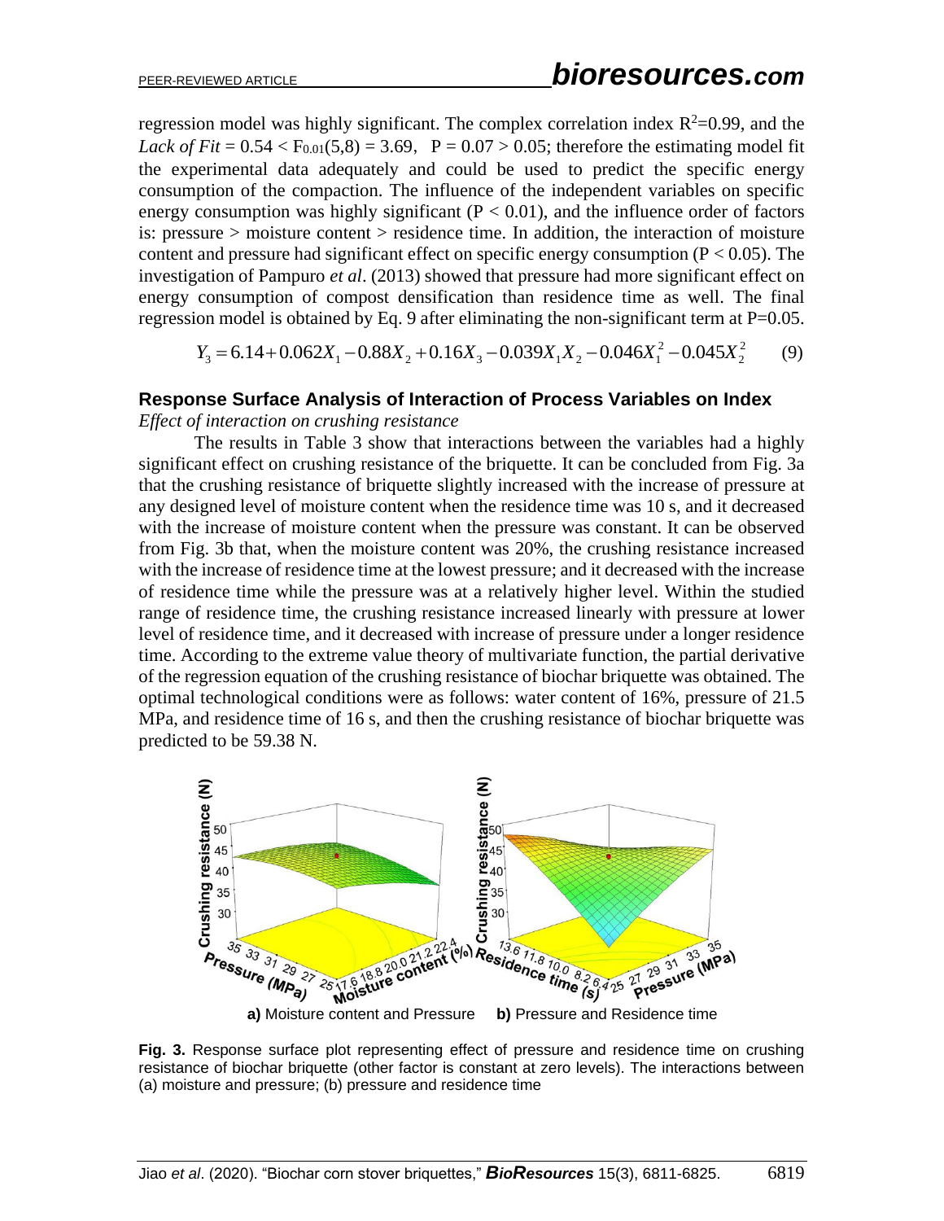regression model was highly significant. The complex correlation index $R^2$=0.99, and the *Lack of Fit* = 0.54 < $F_{0.01}(5,8)$ = 3.69, P = 0.07 > 0.05; therefore the estimating model fit the experimental data adequately and could be used to predict the specific energy consumption of the compaction. The influence of the independent variables on specific energy consumption was highly significant ($P < 0.01$), and the influence order of factors is: pressure > moisture content > residence time. In addition, the interaction of moisture content and pressure had significant effect on specific energy consumption ($P < 0.05$). The investigation of Pampuro *et al*. (2013) showed that pressure had more significant effect on energy consumption of compost densification than residence time as well. The final regression model is obtained by Eq. 9 after eliminating the non-significant term at P=0.05.

$$Y_3 = 6.14 + 0.062X_1 - 0.88X_2 + 0.16X_3 - 0.039X_1X_2 - 0.046X_1^2 - 0.045X_2^2 \qquad (9)$$

## Response Surface Analysis of Interaction of Process Variables on Index

*Effect of interaction on crushing resistance*

The results in Table 3 show that interactions between the variables had a highly significant effect on crushing resistance of the briquette. It can be concluded from Fig. 3a that the crushing resistance of briquette slightly increased with the increase of pressure at any designed level of moisture content when the residence time was 10 s, and it decreased with the increase of moisture content when the pressure was constant. It can be observed from Fig. 3b that, when the moisture content was 20%, the crushing resistance increased with the increase of residence time at the lowest pressure; and it decreased with the increase of residence time while the pressure was at a relatively higher level. Within the studied range of residence time, the crushing resistance increased linearly with pressure at lower level of residence time, and it decreased with increase of pressure under a longer residence time. According to the extreme value theory of multivariate function, the partial derivative of the regression equation of the crushing resistance of biochar briquette was obtained. The optimal technological conditions were as follows: water content of 16%, pressure of 21.5 MPa, and residence time of 16 s, and then the crushing resistance of biochar briquette was predicted to be 59.38 N.

**a)** Moisture content and Pressure **b)** Pressure and Residence time

**Fig. 3.** Response surface plot representing effect of pressure and residence time on crushing resistance of biochar briquette (other factor is constant at zero levels). The interactions between (a) moisture and pressure; (b) pressure and residence time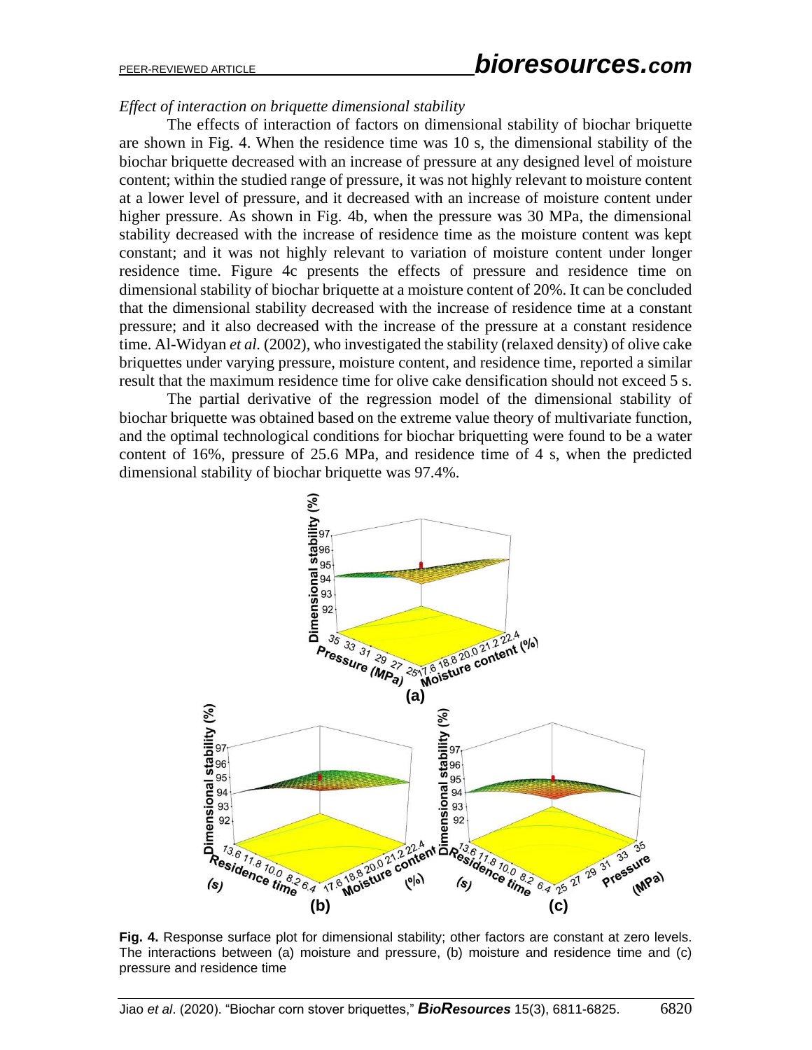*Effect of interaction on briquette dimensional stability*

The effects of interaction of factors on dimensional stability of biochar briquette are shown in Fig. 4. When the residence time was 10 s, the dimensional stability of the biochar briquette decreased with an increase of pressure at any designed level of moisture content; within the studied range of pressure, it was not highly relevant to moisture content at a lower level of pressure, and it decreased with an increase of moisture content under higher pressure. As shown in Fig. 4b, when the pressure was 30 MPa, the dimensional stability decreased with the increase of residence time as the moisture content was kept constant; and it was not highly relevant to variation of moisture content under longer residence time. Figure 4c presents the effects of pressure and residence time on dimensional stability of biochar briquette at a moisture content of 20%. It can be concluded that the dimensional stability decreased with the increase of residence time at a constant pressure; and it also decreased with the increase of the pressure at a constant residence time. Al-Widyan *et al.* (2002), who investigated the stability (relaxed density) of olive cake briquettes under varying pressure, moisture content, and residence time, reported a similar result that the maximum residence time for olive cake densification should not exceed 5 s.

The partial derivative of the regression model of the dimensional stability of biochar briquette was obtained based on the extreme value theory of multivariate function, and the optimal technological conditions for biochar briquetting were found to be a water content of 16%, pressure of 25.6 MPa, and residence time of 4 s, when the predicted dimensional stability of biochar briquette was 97.4%.

**Fig. 4.** Response surface plot for dimensional stability; other factors are constant at zero levels. The interactions between (a) moisture and pressure, (b) moisture and residence time and (c) pressure and residence time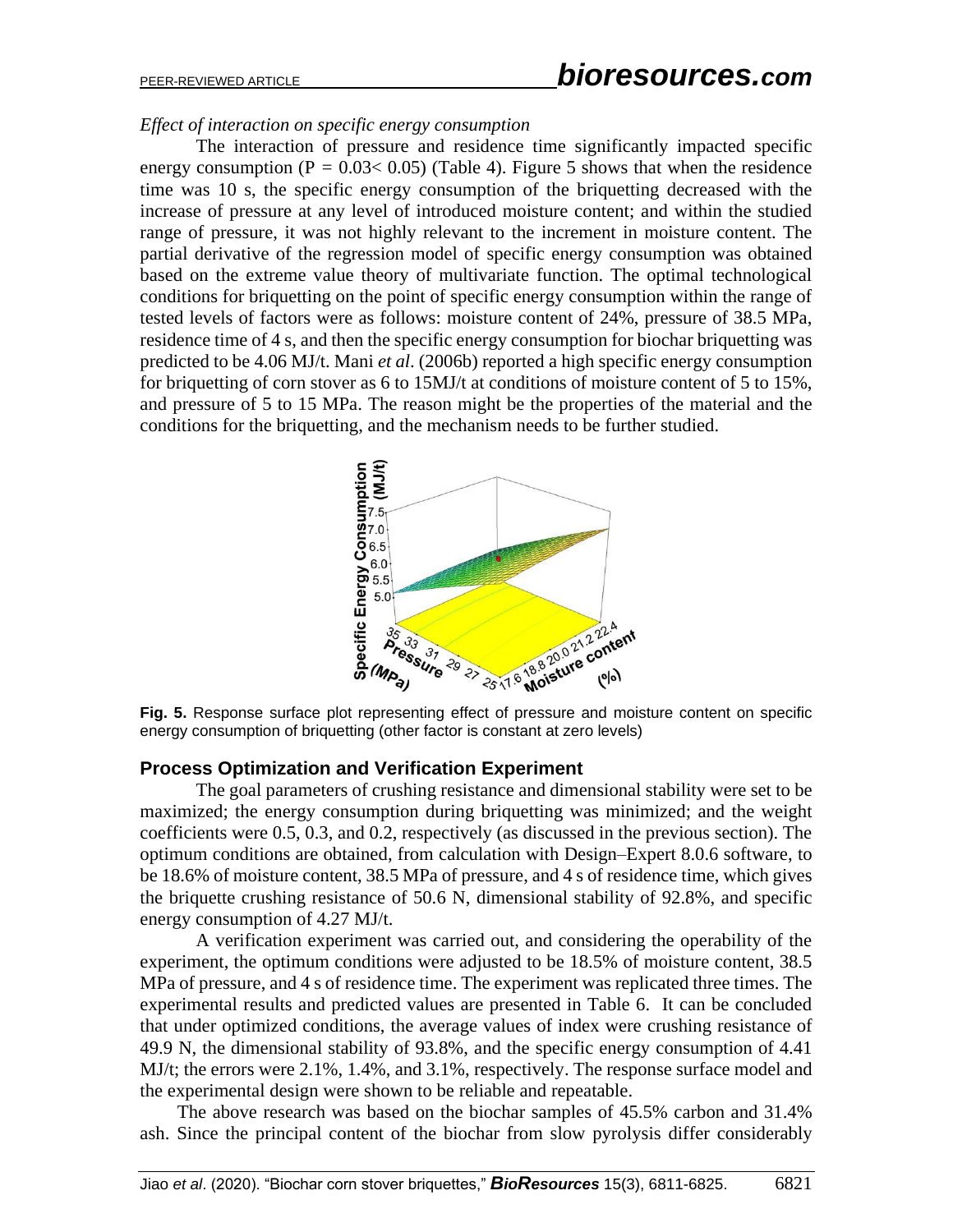*Effect of interaction on specific energy consumption*

The interaction of pressure and residence time significantly impacted specific energy consumption ($P = 0.03 < 0.05$) (Table 4). Figure 5 shows that when the residence time was 10 s, the specific energy consumption of the briquetting decreased with the increase of pressure at any level of introduced moisture content; and within the studied range of pressure, it was not highly relevant to the increment in moisture content. The partial derivative of the regression model of specific energy consumption was obtained based on the extreme value theory of multivariate function. The optimal technological conditions for briquetting on the point of specific energy consumption within the range of tested levels of factors were as follows: moisture content of 24%, pressure of 38.5 MPa, residence time of 4 s, and then the specific energy consumption for biochar briquetting was predicted to be 4.06 MJ/t. Mani *et al*. (2006b) reported a high specific energy consumption for briquetting of corn stover as 6 to 15MJ/t at conditions of moisture content of 5 to 15%, and pressure of 5 to 15 MPa. The reason might be the properties of the material and the conditions for the briquetting, and the mechanism needs to be further studied.

**Fig. 5.** Response surface plot representing effect of pressure and moisture content on specific energy consumption of briquetting (other factor is constant at zero levels)

## Process Optimization and Verification Experiment

The goal parameters of crushing resistance and dimensional stability were set to be maximized; the energy consumption during briquetting was minimized; and the weight coefficients were 0.5, 0.3, and 0.2, respectively (as discussed in the previous section). The optimum conditions are obtained, from calculation with Design–Expert 8.0.6 software, to be 18.6% of moisture content, 38.5 MPa of pressure, and 4 s of residence time, which gives the briquette crushing resistance of 50.6 N, dimensional stability of 92.8%, and specific energy consumption of 4.27 MJ/t.

A verification experiment was carried out, and considering the operability of the experiment, the optimum conditions were adjusted to be 18.5% of moisture content, 38.5 MPa of pressure, and 4 s of residence time. The experiment was replicated three times. The experimental results and predicted values are presented in Table 6. It can be concluded that under optimized conditions, the average values of index were crushing resistance of 49.9 N, the dimensional stability of 93.8%, and the specific energy consumption of 4.41 MJ/t; the errors were 2.1%, 1.4%, and 3.1%, respectively. The response surface model and the experimental design were shown to be reliable and repeatable.

The above research was based on the biochar samples of 45.5% carbon and 31.4% ash. Since the principal content of the biochar from slow pyrolysis differ considerably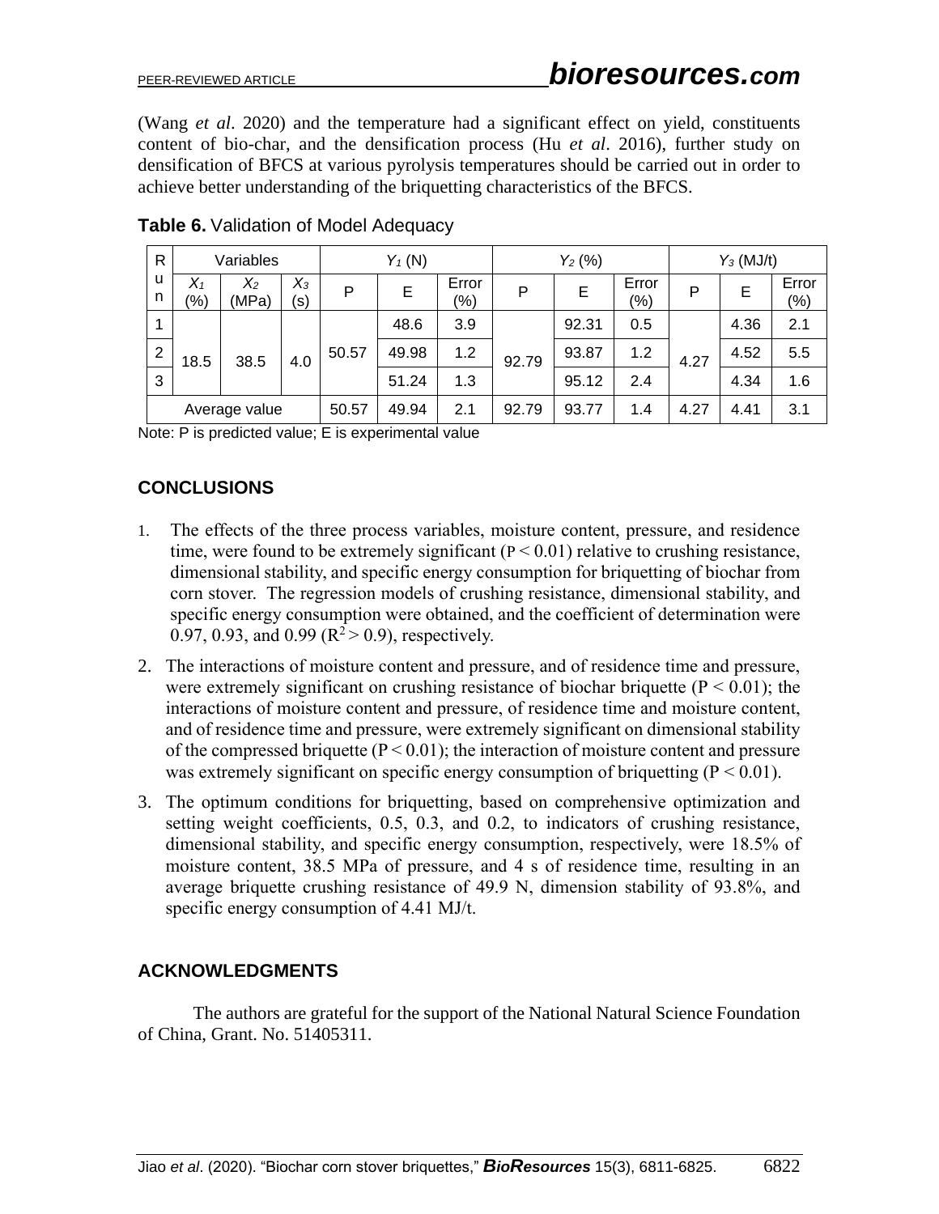(Wang *et al*. 2020) and the temperature had a significant effect on yield, constituents content of bio-char, and the densification process (Hu *et al*. 2016), further study on densification of BFCS at various pyrolysis temperatures should be carried out in order to achieve better understanding of the briquetting characteristics of the BFCS.

**Table 6.** Validation of Model Adequacy

| Run | Variables | | | $Y_1$ (N) | | | $Y_2$ (%) | | | $Y_3$ (MJ/t) | | |
|---|---|---|---|---|---|---|---|---|---|---|---|---|
| | $X_1$ (%) | $X_2$ (MPa) | $X_3$ (s) | P | E | Error (%) | P | E | Error (%) | P | E | Error (%) |
| 1 | 18.5 | 38.5 | 4.0 | 50.57 | 48.6 | 3.9 | 92.79 | 92.31 | 0.5 | 4.27 | 4.36 | 2.1 |
| 2 | | | | | 49.98 | 1.2 | | 93.87 | 1.2 | | 4.52 | 5.5 |
| 3 | | | | | 51.24 | 1.3 | | 95.12 | 2.4 | | 4.34 | 1.6 |
| Average value | | | | 50.57 | 49.94 | 2.1 | 92.79 | 93.77 | 1.4 | 4.27 | 4.41 | 3.1 |

Note: P is predicted value; E is experimental value

## CONCLUSIONS

1. The effects of the three process variables, moisture content, pressure, and residence time, were found to be extremely significant ($P < 0.01$) relative to crushing resistance, dimensional stability, and specific energy consumption for briquetting of biochar from corn stover. The regression models of crushing resistance, dimensional stability, and specific energy consumption were obtained, and the coefficient of determination were 0.97, 0.93, and 0.99 ($R^2 > 0.9$), respectively.
2. The interactions of moisture content and pressure, and of residence time and pressure, were extremely significant on crushing resistance of biochar briquette ($P < 0.01$); the interactions of moisture content and pressure, of residence time and moisture content, and of residence time and pressure, were extremely significant on dimensional stability of the compressed briquette ($P < 0.01$); the interaction of moisture content and pressure was extremely significant on specific energy consumption of briquetting ($P < 0.01$).
3. The optimum conditions for briquetting, based on comprehensive optimization and setting weight coefficients, 0.5, 0.3, and 0.2, to indicators of crushing resistance, dimensional stability, and specific energy consumption, respectively, were 18.5% of moisture content, 38.5 MPa of pressure, and 4 s of residence time, resulting in an average briquette crushing resistance of 49.9 N, dimension stability of 93.8%, and specific energy consumption of 4.41 MJ/t.

## ACKNOWLEDGMENTS

The authors are grateful for the support of the National Natural Science Foundation of China, Grant. No. 51405311.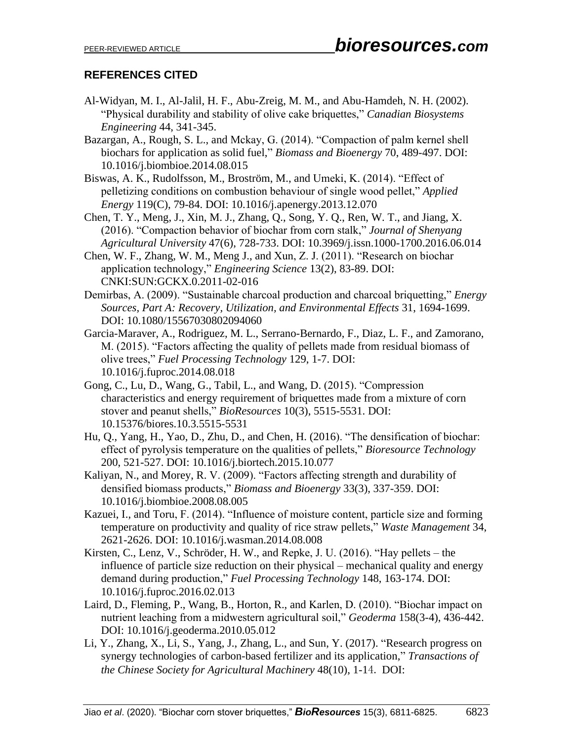## REFERENCES CITED

Al-Widyan, M. I., Al-Jalil, H. F., Abu-Zreig, M. M., and Abu-Hamdeh, N. H. (2002). "Physical durability and stability of olive cake briquettes," *Canadian Biosystems Engineering* 44, 341-345.

Bazargan, A., Rough, S. L., and Mckay, G. (2014). "Compaction of palm kernel shell biochars for application as solid fuel," *Biomass and Bioenergy* 70, 489-497. DOI: 10.1016/j.biombioe.2014.08.015

Biswas, A. K., Rudolfsson, M., Broström, M., and Umeki, K. (2014). "Effect of pelletizing conditions on combustion behaviour of single wood pellet," *Applied Energy* 119(C), 79-84. DOI: 10.1016/j.apenergy.2013.12.070

Chen, T. Y., Meng, J., Xin, M. J., Zhang, Q., Song, Y. Q., Ren, W. T., and Jiang, X. (2016). "Compaction behavior of biochar from corn stalk," *Journal of Shenyang Agricultural University* 47(6), 728-733. DOI: 10.3969/j.issn.1000-1700.2016.06.014

Chen, W. F., Zhang, W. M., Meng J., and Xun, Z. J. (2011). "Research on biochar application technology," *Engineering Science* 13(2), 83-89. DOI: CNKI:SUN:GCKX.0.2011-02-016

Demirbas, A. (2009). "Sustainable charcoal production and charcoal briquetting," *Energy Sources, Part A: Recovery, Utilization, and Environmental Effects* 31, 1694-1699. DOI: 10.1080/15567030802094060

Garcia-Maraver, A., Rodriguez, M. L., Serrano-Bernardo, F., Diaz, L. F., and Zamorano, M. (2015). "Factors affecting the quality of pellets made from residual biomass of olive trees," *Fuel Processing Technology* 129, 1-7. DOI: 10.1016/j.fuproc.2014.08.018

Gong, C., Lu, D., Wang, G., Tabil, L., and Wang, D. (2015). "Compression characteristics and energy requirement of briquettes made from a mixture of corn stover and peanut shells," *BioResources* 10(3), 5515-5531. DOI: 10.15376/biores.10.3.5515-5531

Hu, Q., Yang, H., Yao, D., Zhu, D., and Chen, H. (2016). "The densification of biochar: effect of pyrolysis temperature on the qualities of pellets," *Bioresource Technology* 200, 521-527. DOI: 10.1016/j.biortech.2015.10.077

Kaliyan, N., and Morey, R. V. (2009). "Factors affecting strength and durability of densified biomass products," *Biomass and Bioenergy* 33(3), 337-359. DOI: 10.1016/j.biombioe.2008.08.005

Kazuei, I., and Toru, F. (2014). "Influence of moisture content, particle size and forming temperature on productivity and quality of rice straw pellets," *Waste Management* 34, 2621-2626. DOI: 10.1016/j.wasman.2014.08.008

Kirsten, C., Lenz, V., Schröder, H. W., and Repke, J. U. (2016). "Hay pellets – the influence of particle size reduction on their physical – mechanical quality and energy demand during production," *Fuel Processing Technology* 148, 163-174. DOI: 10.1016/j.fuproc.2016.02.013

Laird, D., Fleming, P., Wang, B., Horton, R., and Karlen, D. (2010). "Biochar impact on nutrient leaching from a midwestern agricultural soil," *Geoderma* 158(3-4), 436-442. DOI: 10.1016/j.geoderma.2010.05.012

Li, Y., Zhang, X., Li, S., Yang, J., Zhang, L., and Sun, Y. (2017). "Research progress on synergy technologies of carbon-based fertilizer and its application," *Transactions of the Chinese Society for Agricultural Machinery* 48(10), 1-14. DOI: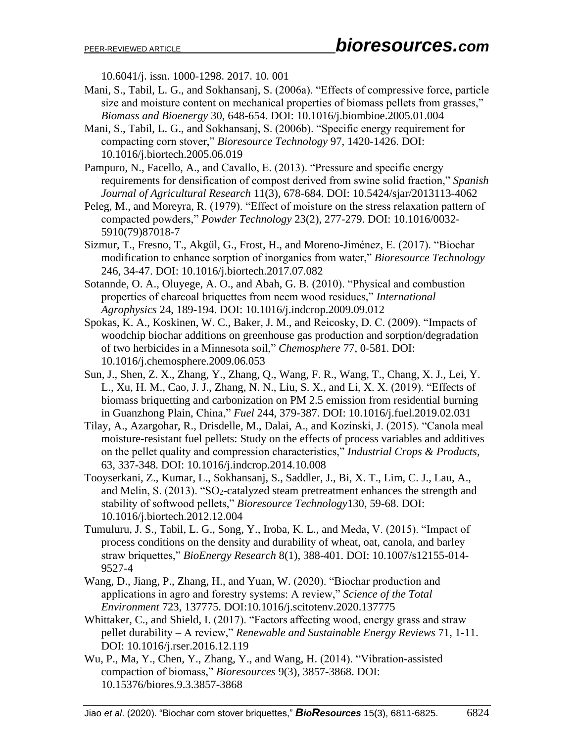10.6041/j. issn. 1000-1298. 2017. 10. 001

Mani, S., Tabil, L. G., and Sokhansanj, S. (2006a). "Effects of compressive force, particle size and moisture content on mechanical properties of biomass pellets from grasses," *Biomass and Bioenergy* 30, 648-654. DOI: 10.1016/j.biombioe.2005.01.004

Mani, S., Tabil, L. G., and Sokhansanj, S. (2006b). "Specific energy requirement for compacting corn stover," *Bioresource Technology* 97, 1420-1426. DOI: 10.1016/j.biortech.2005.06.019

Pampuro, N., Facello, A., and Cavallo, E. (2013). "Pressure and specific energy requirements for densification of compost derived from swine solid fraction," *Spanish Journal of Agricultural Research* 11(3), 678-684. DOI: 10.5424/sjar/2013113-4062

Peleg, M., and Moreyra, R. (1979). "Effect of moisture on the stress relaxation pattern of compacted powders," *Powder Technology* 23(2), 277-279. DOI: 10.1016/0032-5910(79)87018-7

Sizmur, T., Fresno, T., Akgül, G., Frost, H., and Moreno-Jiménez, E. (2017). "Biochar modification to enhance sorption of inorganics from water," *Bioresource Technology* 246, 34-47. DOI: 10.1016/j.biortech.2017.07.082

Sotannde, O. A., Oluyege, A. O., and Abah, G. B. (2010). "Physical and combustion properties of charcoal briquettes from neem wood residues," *International Agrophysics* 24, 189-194. DOI: 10.1016/j.indcrop.2009.09.012

Spokas, K. A., Koskinen, W. C., Baker, J. M., and Reicosky, D. C. (2009). "Impacts of woodchip biochar additions on greenhouse gas production and sorption/degradation of two herbicides in a Minnesota soil," *Chemosphere* 77, 0-581. DOI: 10.1016/j.chemosphere.2009.06.053

Sun, J., Shen, Z. X., Zhang, Y., Zhang, Q., Wang, F. R., Wang, T., Chang, X. J., Lei, Y. L., Xu, H. M., Cao, J. J., Zhang, N. N., Liu, S. X., and Li, X. X. (2019). "Effects of biomass briquetting and carbonization on PM 2.5 emission from residential burning in Guanzhong Plain, China," *Fuel* 244, 379-387. DOI: 10.1016/j.fuel.2019.02.031

Tilay, A., Azargohar, R., Drisdelle, M., Dalai, A., and Kozinski, J. (2015). "Canola meal moisture-resistant fuel pellets: Study on the effects of process variables and additives on the pellet quality and compression characteristics," *Industrial Crops & Products*, 63, 337-348. DOI: 10.1016/j.indcrop.2014.10.008

Tooyserkani, Z., Kumar, L., Sokhansanj, S., Saddler, J., Bi, X. T., Lim, C. J., Lau, A., and Melin, S. (2013). "$SO_2$-catalyzed steam pretreatment enhances the strength and stability of softwood pellets," *Bioresource Technology*130, 59-68. DOI: 10.1016/j.biortech.2012.12.004

Tumuluru, J. S., Tabil, L. G., Song, Y., Iroba, K. L., and Meda, V. (2015). "Impact of process conditions on the density and durability of wheat, oat, canola, and barley straw briquettes," *BioEnergy Research* 8(1), 388-401. DOI: 10.1007/s12155-014-9527-4

Wang, D., Jiang, P., Zhang, H., and Yuan, W. (2020). "Biochar production and applications in agro and forestry systems: A review," *Science of the Total Environment* 723, 137775. DOI:10.1016/j.scitotenv.2020.137775

Whittaker, C., and Shield, I. (2017). "Factors affecting wood, energy grass and straw pellet durability – A review," *Renewable and Sustainable Energy Reviews* 71, 1-11. DOI: 10.1016/j.rser.2016.12.119

Wu, P., Ma, Y., Chen, Y., Zhang, Y., and Wang, H. (2014). "Vibration-assisted compaction of biomass," *Bioresources* 9(3), 3857-3868. DOI: 10.15376/biores.9.3.3857-3868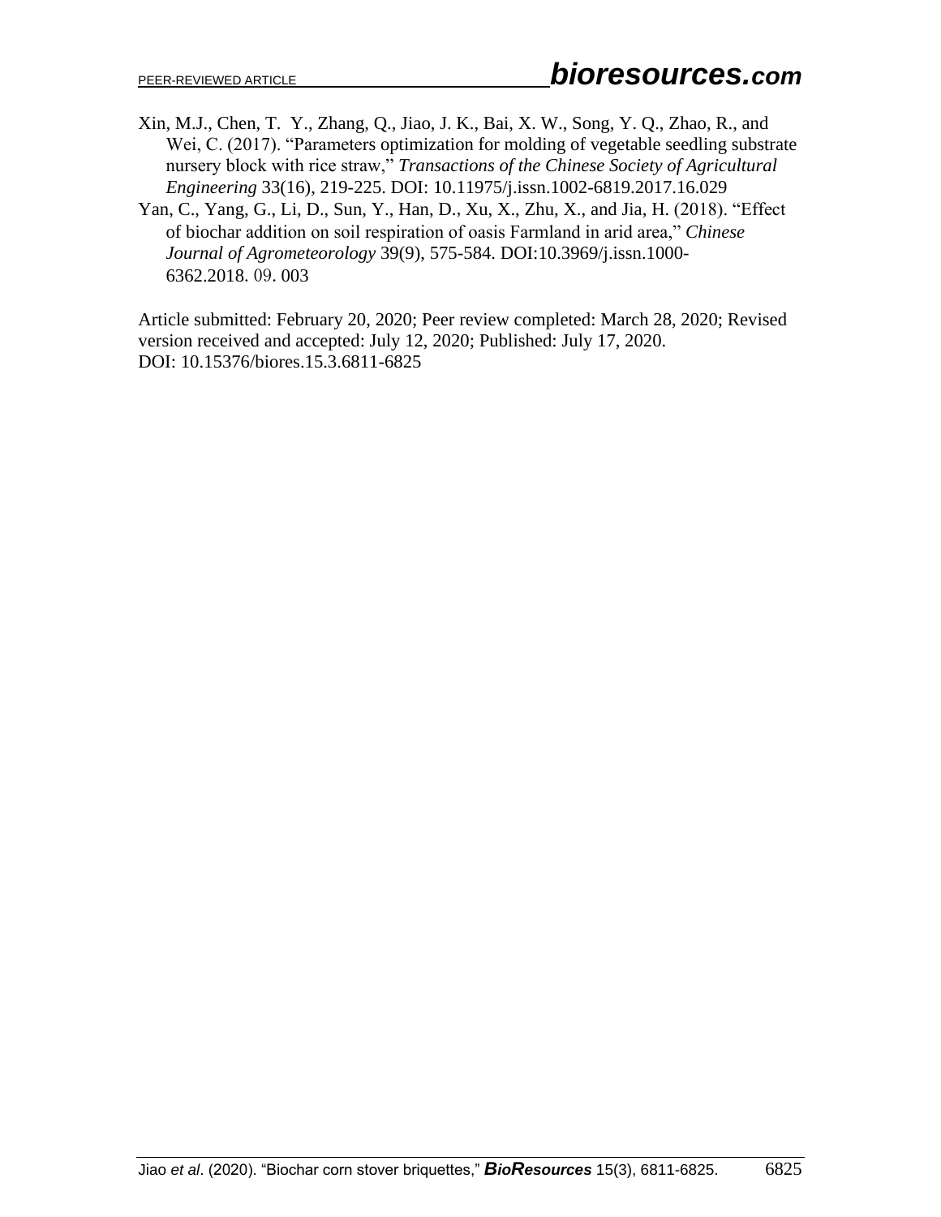Xin, M.J., Chen, T. Y., Zhang, Q., Jiao, J. K., Bai, X. W., Song, Y. Q., Zhao, R., and Wei, C. (2017). "Parameters optimization for molding of vegetable seedling substrate nursery block with rice straw," *Transactions of the Chinese Society of Agricultural Engineering* 33(16), 219-225. DOI: 10.11975/j.issn.1002-6819.2017.16.029

Yan, C., Yang, G., Li, D., Sun, Y., Han, D., Xu, X., Zhu, X., and Jia, H. (2018). "Effect of biochar addition on soil respiration of oasis Farmland in arid area," *Chinese Journal of Agrometeorology* 39(9), 575-584. DOI:10.3969/j.issn.1000-6362.2018. 09. 003

Article submitted: February 20, 2020; Peer review completed: March 28, 2020; Revised version received and accepted: July 12, 2020; Published: July 17, 2020.
DOI: 10.15376/biores.15.3.6811-6825